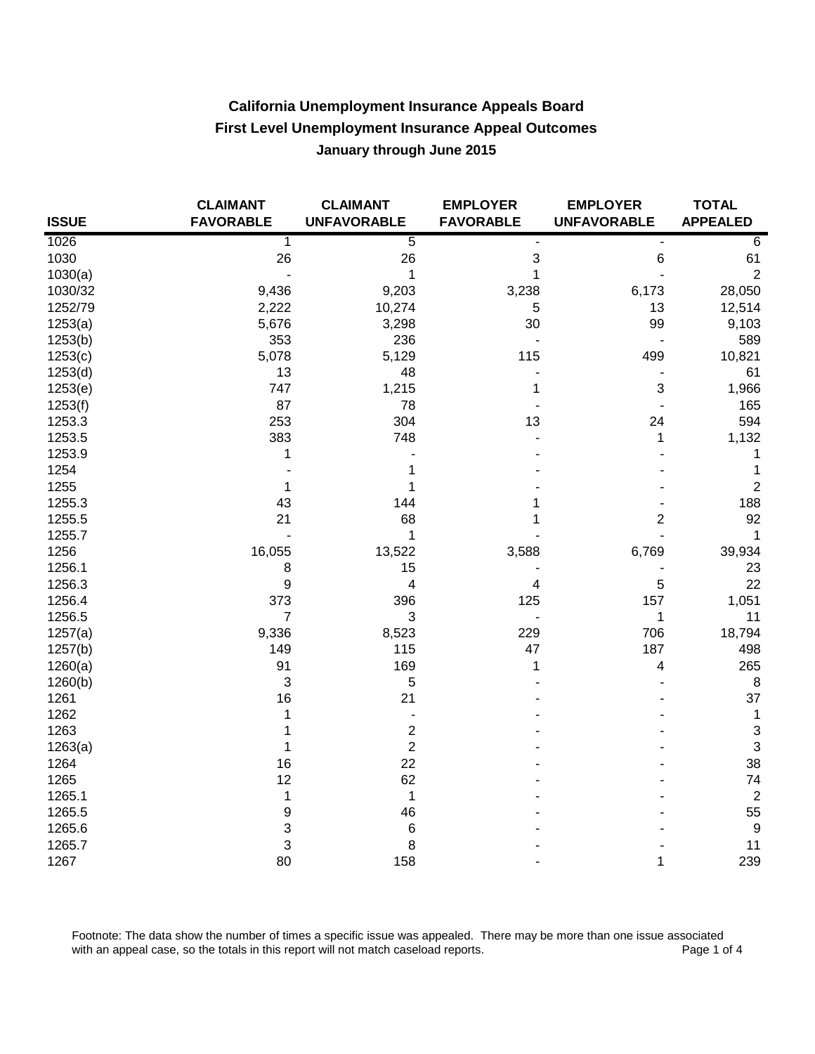# California Unemployment Insurance Appeals Board
## First Level Unemployment Insurance Appeal Outcomes
### January through June 2015

| ISSUE | CLAIMANT FAVORABLE | CLAIMANT UNFAVORABLE | EMPLOYER FAVORABLE | EMPLOYER UNFAVORABLE | TOTAL APPEALED |
|---|---|---|---|---|---|
| 1026 | 1 | 5 | - | - | 6 |
| 1030 | 26 | 26 | 3 | 6 | 61 |
| 1030(a) | - | 1 | 1 | - | 2 |
| 1030/32 | 9,436 | 9,203 | 3,238 | 6,173 | 28,050 |
| 1252/79 | 2,222 | 10,274 | 5 | 13 | 12,514 |
| 1253(a) | 5,676 | 3,298 | 30 | 99 | 9,103 |
| 1253(b) | 353 | 236 | - | - | 589 |
| 1253(c) | 5,078 | 5,129 | 115 | 499 | 10,821 |
| 1253(d) | 13 | 48 | - | - | 61 |
| 1253(e) | 747 | 1,215 | 1 | 3 | 1,966 |
| 1253(f) | 87 | 78 | - | - | 165 |
| 1253.3 | 253 | 304 | 13 | 24 | 594 |
| 1253.5 | 383 | 748 | - | 1 | 1,132 |
| 1253.9 | 1 | - | - | - | 1 |
| 1254 | - | 1 | - | - | 1 |
| 1255 | 1 | 1 | - | - | 2 |
| 1255.3 | 43 | 144 | 1 | - | 188 |
| 1255.5 | 21 | 68 | 1 | 2 | 92 |
| 1255.7 | - | 1 | - | - | 1 |
| 1256 | 16,055 | 13,522 | 3,588 | 6,769 | 39,934 |
| 1256.1 | 8 | 15 | - | - | 23 |
| 1256.3 | 9 | 4 | 4 | 5 | 22 |
| 1256.4 | 373 | 396 | 125 | 157 | 1,051 |
| 1256.5 | 7 | 3 | - | 1 | 11 |
| 1257(a) | 9,336 | 8,523 | 229 | 706 | 18,794 |
| 1257(b) | 149 | 115 | 47 | 187 | 498 |
| 1260(a) | 91 | 169 | 1 | 4 | 265 |
| 1260(b) | 3 | 5 | - | - | 8 |
| 1261 | 16 | 21 | - | - | 37 |
| 1262 | 1 | - | - | - | 1 |
| 1263 | 1 | 2 | - | - | 3 |
| 1263(a) | 1 | 2 | - | - | 3 |
| 1264 | 16 | 22 | - | - | 38 |
| 1265 | 12 | 62 | - | - | 74 |
| 1265.1 | 1 | 1 | - | - | 2 |
| 1265.5 | 9 | 46 | - | - | 55 |
| 1265.6 | 3 | 6 | - | - | 9 |
| 1265.7 | 3 | 8 | - | - | 11 |
| 1267 | 80 | 158 | - | 1 | 239 |

Footnote: The data show the number of times a specific issue was appealed. There may be more than one issue associated with an appeal case, so the totals in this report will not match caseload reports.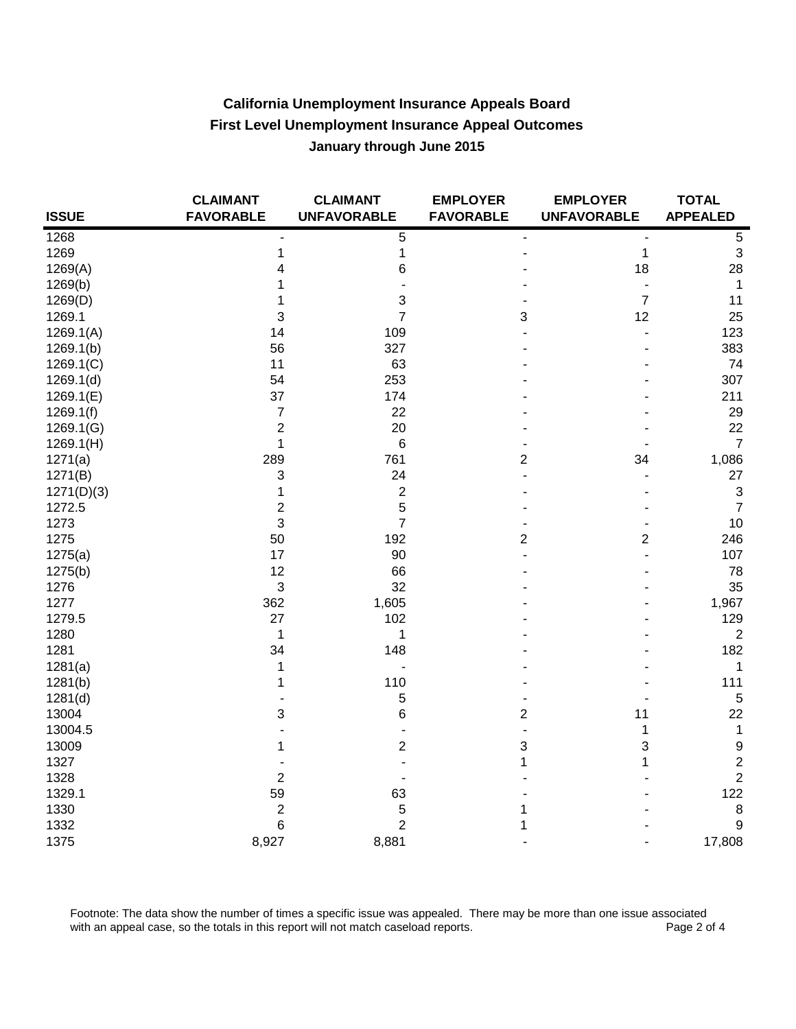# California Unemployment Insurance Appeals Board
## First Level Unemployment Insurance Appeal Outcomes
### January through June 2015

| ISSUE | CLAIMANT FAVORABLE | CLAIMANT UNFAVORABLE | EMPLOYER FAVORABLE | EMPLOYER UNFAVORABLE | TOTAL APPEALED |
|---|---|---|---|---|---|
| 1268 | - | 5 | - | - | 5 |
| 1269 | 1 | 1 | - | 1 | 3 |
| 1269(A) | 4 | 6 | - | 18 | 28 |
| 1269(b) | 1 | - | - | - | 1 |
| 1269(D) | 1 | 3 | - | 7 | 11 |
| 1269.1 | 3 | 7 | 3 | 12 | 25 |
| 1269.1(A) | 14 | 109 | - | - | 123 |
| 1269.1(b) | 56 | 327 | - | - | 383 |
| 1269.1(C) | 11 | 63 | - | - | 74 |
| 1269.1(d) | 54 | 253 | - | - | 307 |
| 1269.1(E) | 37 | 174 | - | - | 211 |
| 1269.1(f) | 7 | 22 | - | - | 29 |
| 1269.1(G) | 2 | 20 | - | - | 22 |
| 1269.1(H) | 1 | 6 | - | - | 7 |
| 1271(a) | 289 | 761 | 2 | 34 | 1,086 |
| 1271(B) | 3 | 24 | - | - | 27 |
| 1271(D)(3) | 1 | 2 | - | - | 3 |
| 1272.5 | 2 | 5 | - | - | 7 |
| 1273 | 3 | 7 | - | - | 10 |
| 1275 | 50 | 192 | 2 | 2 | 246 |
| 1275(a) | 17 | 90 | - | - | 107 |
| 1275(b) | 12 | 66 | - | - | 78 |
| 1276 | 3 | 32 | - | - | 35 |
| 1277 | 362 | 1,605 | - | - | 1,967 |
| 1279.5 | 27 | 102 | - | - | 129 |
| 1280 | 1 | 1 | - | - | 2 |
| 1281 | 34 | 148 | - | - | 182 |
| 1281(a) | 1 | - | - | - | 1 |
| 1281(b) | 1 | 110 | - | - | 111 |
| 1281(d) | - | 5 | - | - | 5 |
| 13004 | 3 | 6 | 2 | 11 | 22 |
| 13004.5 | - | - | - | 1 | 1 |
| 13009 | 1 | 2 | 3 | 3 | 9 |
| 1327 | - | - | 1 | 1 | 2 |
| 1328 | 2 | - | - | - | 2 |
| 1329.1 | 59 | 63 | - | - | 122 |
| 1330 | 2 | 5 | 1 | - | 8 |
| 1332 | 6 | 2 | 1 | - | 9 |
| 1375 | 8,927 | 8,881 | - | - | 17,808 |

Footnote: The data show the number of times a specific issue was appealed. There may be more than one issue associated with an appeal case, so the totals in this report will not match caseload reports.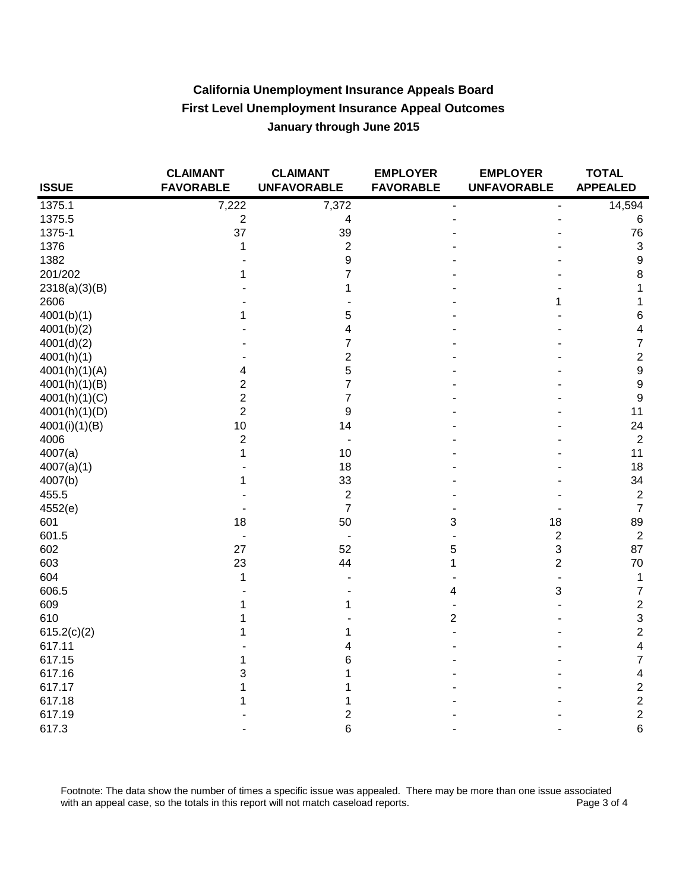# California Unemployment Insurance Appeals Board

## First Level Unemployment Insurance Appeal Outcomes

### January through June 2015

| ISSUE | CLAIMANT FAVORABLE | CLAIMANT UNFAVORABLE | EMPLOYER FAVORABLE | EMPLOYER UNFAVORABLE | TOTAL APPEALED |
|---|---|---|---|---|---|
| 1375.1 | 7,222 | 7,372 | - | - | 14,594 |
| 1375.5 | 2 | 4 | - | - | 6 |
| 1375-1 | 37 | 39 | - | - | 76 |
| 1376 | 1 | 2 | - | - | 3 |
| 1382 | - | 9 | - | - | 9 |
| 201/202 | 1 | 7 | - | - | 8 |
| 2318(a)(3)(B) | - | 1 | - | - | 1 |
| 2606 | - | - | - | 1 | 1 |
| 4001(b)(1) | 1 | 5 | - | - | 6 |
| 4001(b)(2) | - | 4 | - | - | 4 |
| 4001(d)(2) | - | 7 | - | - | 7 |
| 4001(h)(1) | - | 2 | - | - | 2 |
| 4001(h)(1)(A) | 4 | 5 | - | - | 9 |
| 4001(h)(1)(B) | 2 | 7 | - | - | 9 |
| 4001(h)(1)(C) | 2 | 7 | - | - | 9 |
| 4001(h)(1)(D) | 2 | 9 | - | - | 11 |
| 4001(i)(1)(B) | 10 | 14 | - | - | 24 |
| 4006 | 2 | - | - | - | 2 |
| 4007(a) | 1 | 10 | - | - | 11 |
| 4007(a)(1) | - | 18 | - | - | 18 |
| 4007(b) | 1 | 33 | - | - | 34 |
| 455.5 | - | 2 | - | - | 2 |
| 4552(e) | - | 7 | - | - | 7 |
| 601 | 18 | 50 | 3 | 18 | 89 |
| 601.5 | - | - | - | 2 | 2 |
| 602 | 27 | 52 | 5 | 3 | 87 |
| 603 | 23 | 44 | 1 | 2 | 70 |
| 604 | 1 | - | - | - | 1 |
| 606.5 | - | - | 4 | 3 | 7 |
| 609 | 1 | 1 | - | - | 2 |
| 610 | 1 | - | 2 | - | 3 |
| 615.2(c)(2) | 1 | 1 | - | - | 2 |
| 617.11 | - | 4 | - | - | 4 |
| 617.15 | 1 | 6 | - | - | 7 |
| 617.16 | 3 | 1 | - | - | 4 |
| 617.17 | 1 | 1 | - | - | 2 |
| 617.18 | 1 | 1 | - | - | 2 |
| 617.19 | - | 2 | - | - | 2 |
| 617.3 | - | 6 | - | - | 6 |

Footnote: The data show the number of times a specific issue was appealed. There may be more than one issue associated with an appeal case, so the totals in this report will not match caseload reports.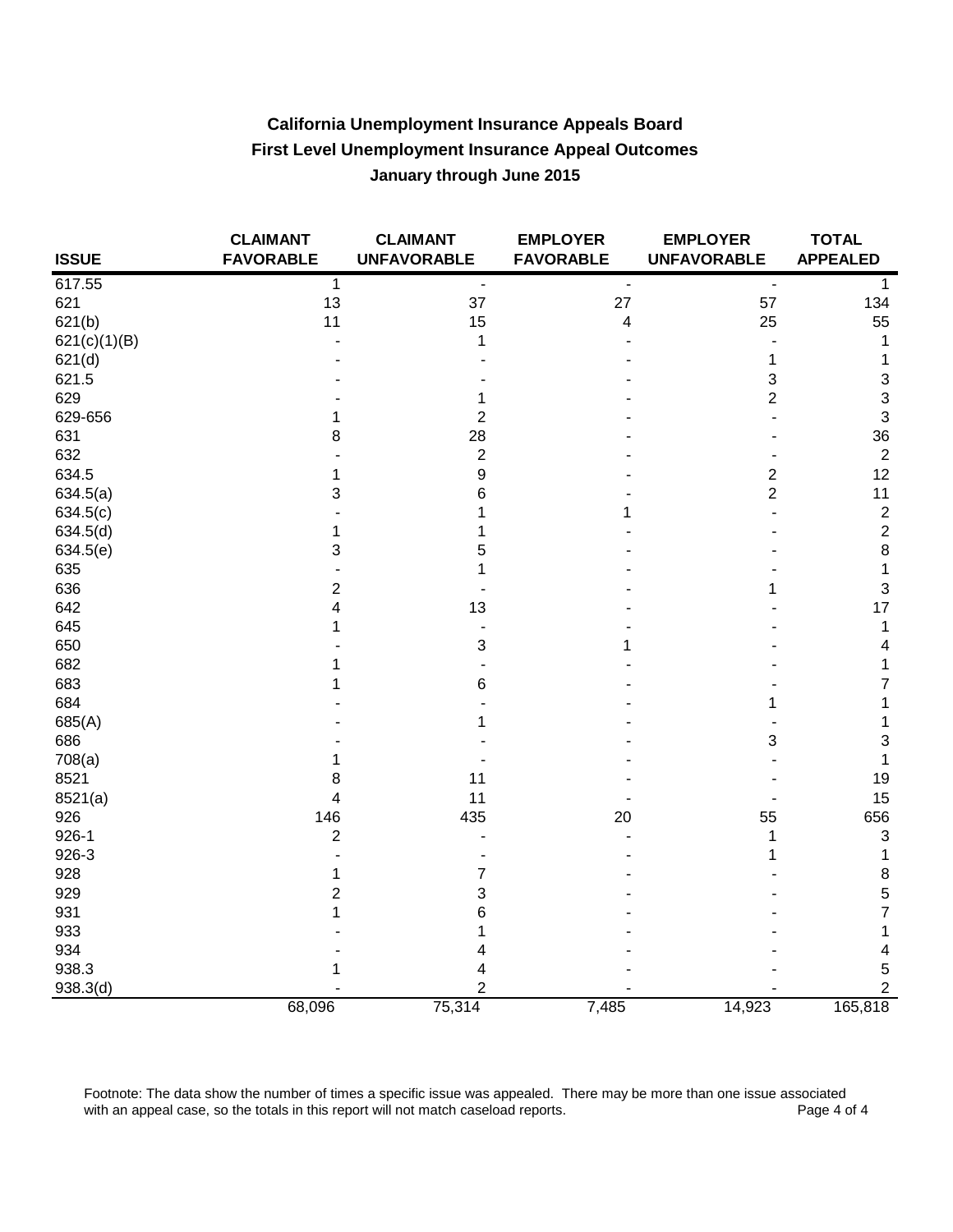**California Unemployment Insurance Appeals Board**

**First Level Unemployment Insurance Appeal Outcomes**

**January through June 2015**

| ISSUE | CLAIMANT FAVORABLE | CLAIMANT UNFAVORABLE | EMPLOYER FAVORABLE | EMPLOYER UNFAVORABLE | TOTAL APPEALED |
|---|---|---|---|---|---|
| 617.55 | 1 | - | - | - | 1 |
| 621 | 13 | 37 | 27 | 57 | 134 |
| 621(b) | 11 | 15 | 4 | 25 | 55 |
| 621(c)(1)(B) | - | 1 | - | - | 1 |
| 621(d) | - | - | - | 1 | 1 |
| 621.5 | - | - | - | 3 | 3 |
| 629 | - | 1 | - | 2 | 3 |
| 629-656 | 1 | 2 | - | - | 3 |
| 631 | 8 | 28 | - | - | 36 |
| 632 | - | 2 | - | - | 2 |
| 634.5 | 1 | 9 | - | 2 | 12 |
| 634.5(a) | 3 | 6 | - | 2 | 11 |
| 634.5(c) | - | 1 | 1 | - | 2 |
| 634.5(d) | 1 | 1 | - | - | 2 |
| 634.5(e) | 3 | 5 | - | - | 8 |
| 635 | - | 1 | - | - | 1 |
| 636 | 2 | - | - | 1 | 3 |
| 642 | 4 | 13 | - | - | 17 |
| 645 | 1 | - | - | - | 1 |
| 650 | - | 3 | 1 | - | 4 |
| 682 | 1 | - | - | - | 1 |
| 683 | 1 | 6 | - | - | 7 |
| 684 | - | - | - | 1 | 1 |
| 685(A) | - | 1 | - | - | 1 |
| 686 | - | - | - | 3 | 3 |
| 708(a) | 1 | - | - | - | 1 |
| 8521 | 8 | 11 | - | - | 19 |
| 8521(a) | 4 | 11 | - | - | 15 |
| 926 | 146 | 435 | 20 | 55 | 656 |
| 926-1 | 2 | - | - | 1 | 3 |
| 926-3 | - | - | - | 1 | 1 |
| 928 | 1 | 7 | - | - | 8 |
| 929 | 2 | 3 | - | - | 5 |
| 931 | 1 | 6 | - | - | 7 |
| 933 | - | 1 | - | - | 1 |
| 934 | - | 4 | - | - | 4 |
| 938.3 | 1 | 4 | - | - | 5 |
| 938.3(d) | - | 2 | - | - | 2 |
| | 68,096 | 75,314 | 7,485 | 14,923 | 165,818 |

Footnote: The data show the number of times a specific issue was appealed. There may be more than one issue associated with an appeal case, so the totals in this report will not match caseload reports.